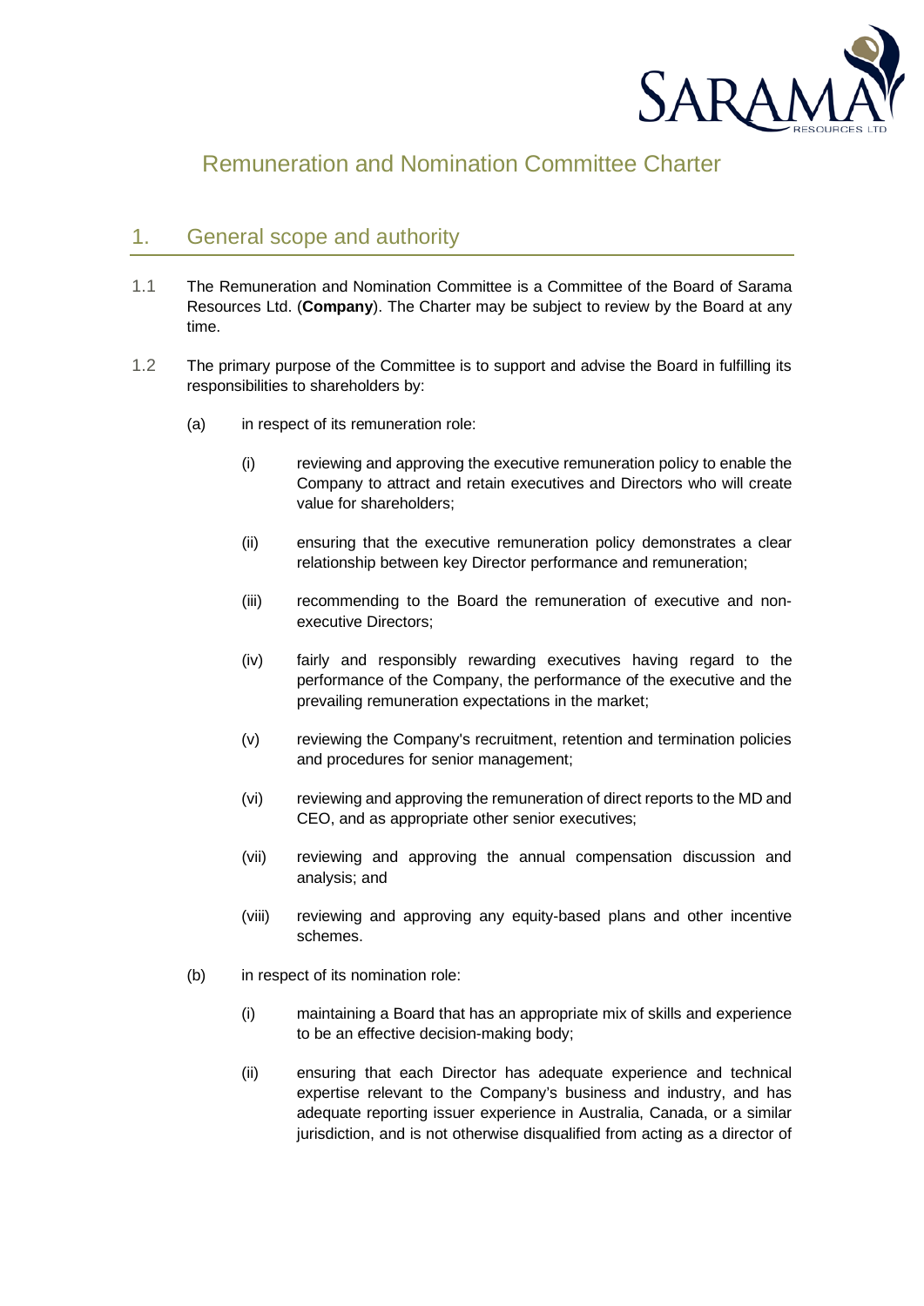# Remuneration and Nomination Committee Charter

## 1. General scope and authority

1.1 The Remuneration and Nomination Committee is a Committee of the Board of Sarama Resources Ltd. (**Company**). The Charter may be subject to review by the Board at any time.

1.2 The primary purpose of the Committee is to support and advise the Board in fulfilling its responsibilities to shareholders by:

(a) in respect of its remuneration role:

(i) reviewing and approving the executive remuneration policy to enable the Company to attract and retain executives and Directors who will create value for shareholders;

(ii) ensuring that the executive remuneration policy demonstrates a clear relationship between key Director performance and remuneration;

(iii) recommending to the Board the remuneration of executive and non-executive Directors;

(iv) fairly and responsibly rewarding executives having regard to the performance of the Company, the performance of the executive and the prevailing remuneration expectations in the market;

(v) reviewing the Company's recruitment, retention and termination policies and procedures for senior management;

(vi) reviewing and approving the remuneration of direct reports to the MD and CEO, and as appropriate other senior executives;

(vii) reviewing and approving the annual compensation discussion and analysis; and

(viii) reviewing and approving any equity-based plans and other incentive schemes.

(b) in respect of its nomination role:

(i) maintaining a Board that has an appropriate mix of skills and experience to be an effective decision-making body;

(ii) ensuring that each Director has adequate experience and technical expertise relevant to the Company's business and industry, and has adequate reporting issuer experience in Australia, Canada, or a similar jurisdiction, and is not otherwise disqualified from acting as a director of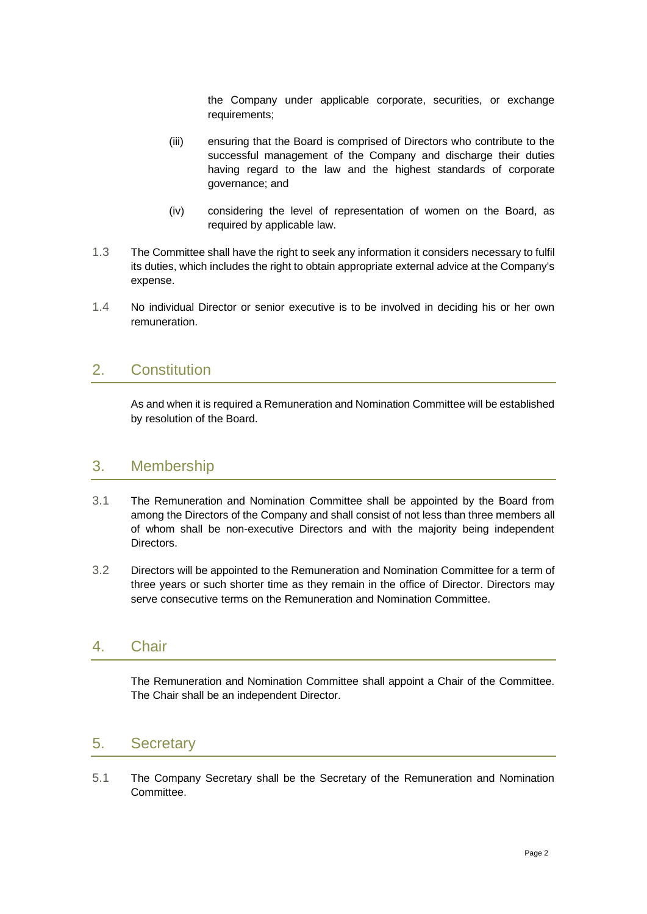the Company under applicable corporate, securities, or exchange requirements;

(iii) ensuring that the Board is comprised of Directors who contribute to the successful management of the Company and discharge their duties having regard to the law and the highest standards of corporate governance; and

(iv) considering the level of representation of women on the Board, as required by applicable law.

1.3 The Committee shall have the right to seek any information it considers necessary to fulfil its duties, which includes the right to obtain appropriate external advice at the Company's expense.

1.4 No individual Director or senior executive is to be involved in deciding his or her own remuneration.

## 2. Constitution

As and when it is required a Remuneration and Nomination Committee will be established by resolution of the Board.

## 3. Membership

3.1 The Remuneration and Nomination Committee shall be appointed by the Board from among the Directors of the Company and shall consist of not less than three members all of whom shall be non-executive Directors and with the majority being independent Directors.

3.2 Directors will be appointed to the Remuneration and Nomination Committee for a term of three years or such shorter time as they remain in the office of Director. Directors may serve consecutive terms on the Remuneration and Nomination Committee.

## 4. Chair

The Remuneration and Nomination Committee shall appoint a Chair of the Committee. The Chair shall be an independent Director.

## 5. Secretary

5.1 The Company Secretary shall be the Secretary of the Remuneration and Nomination Committee.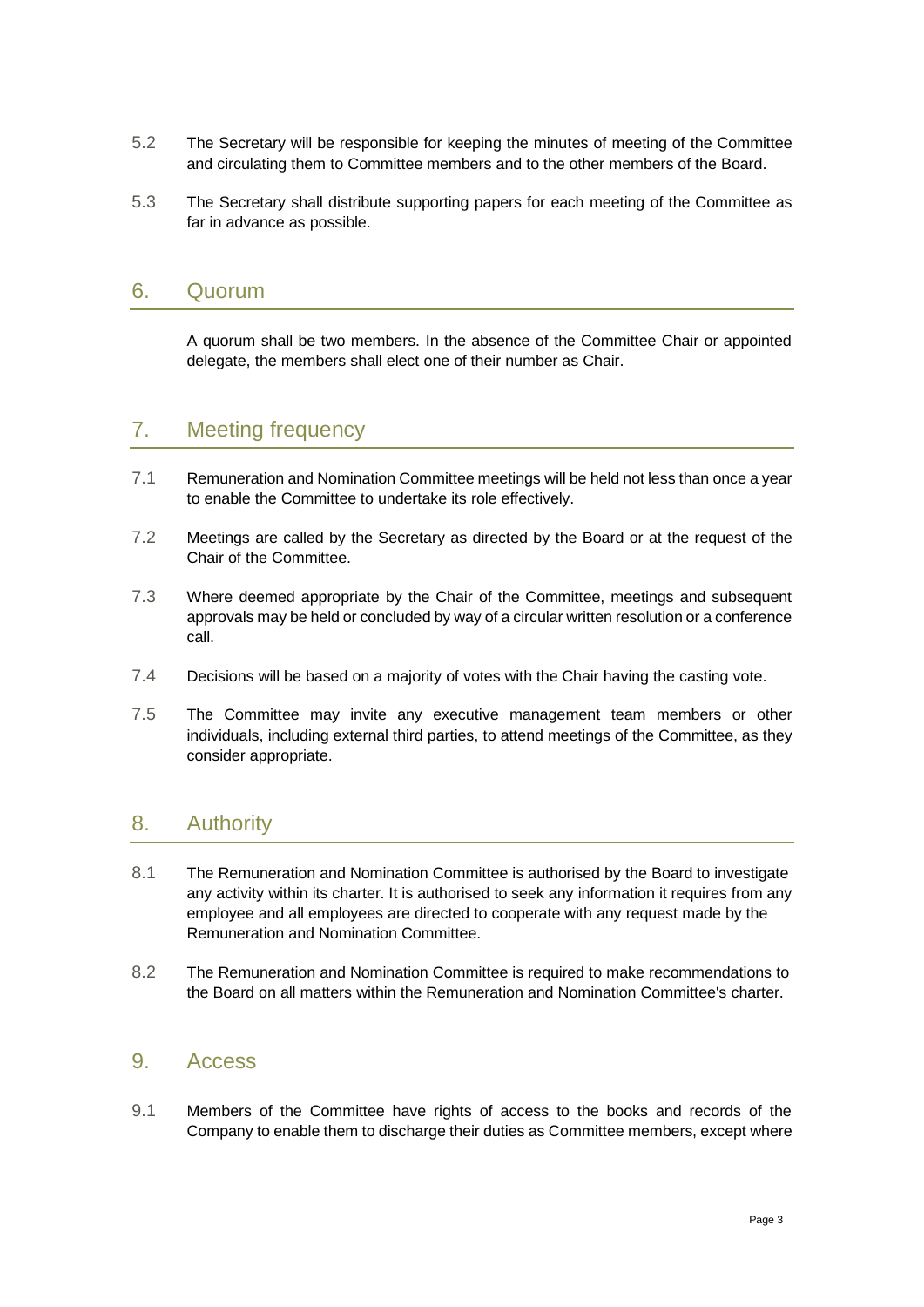5.2 The Secretary will be responsible for keeping the minutes of meeting of the Committee and circulating them to Committee members and to the other members of the Board.

5.3 The Secretary shall distribute supporting papers for each meeting of the Committee as far in advance as possible.

## 6. Quorum

A quorum shall be two members. In the absence of the Committee Chair or appointed delegate, the members shall elect one of their number as Chair.

## 7. Meeting frequency

7.1 Remuneration and Nomination Committee meetings will be held not less than once a year to enable the Committee to undertake its role effectively.

7.2 Meetings are called by the Secretary as directed by the Board or at the request of the Chair of the Committee.

7.3 Where deemed appropriate by the Chair of the Committee, meetings and subsequent approvals may be held or concluded by way of a circular written resolution or a conference call.

7.4 Decisions will be based on a majority of votes with the Chair having the casting vote.

7.5 The Committee may invite any executive management team members or other individuals, including external third parties, to attend meetings of the Committee, as they consider appropriate.

## 8. Authority

8.1 The Remuneration and Nomination Committee is authorised by the Board to investigate any activity within its charter. It is authorised to seek any information it requires from any employee and all employees are directed to cooperate with any request made by the Remuneration and Nomination Committee.

8.2 The Remuneration and Nomination Committee is required to make recommendations to the Board on all matters within the Remuneration and Nomination Committee's charter.

## 9. Access

9.1 Members of the Committee have rights of access to the books and records of the Company to enable them to discharge their duties as Committee members, except where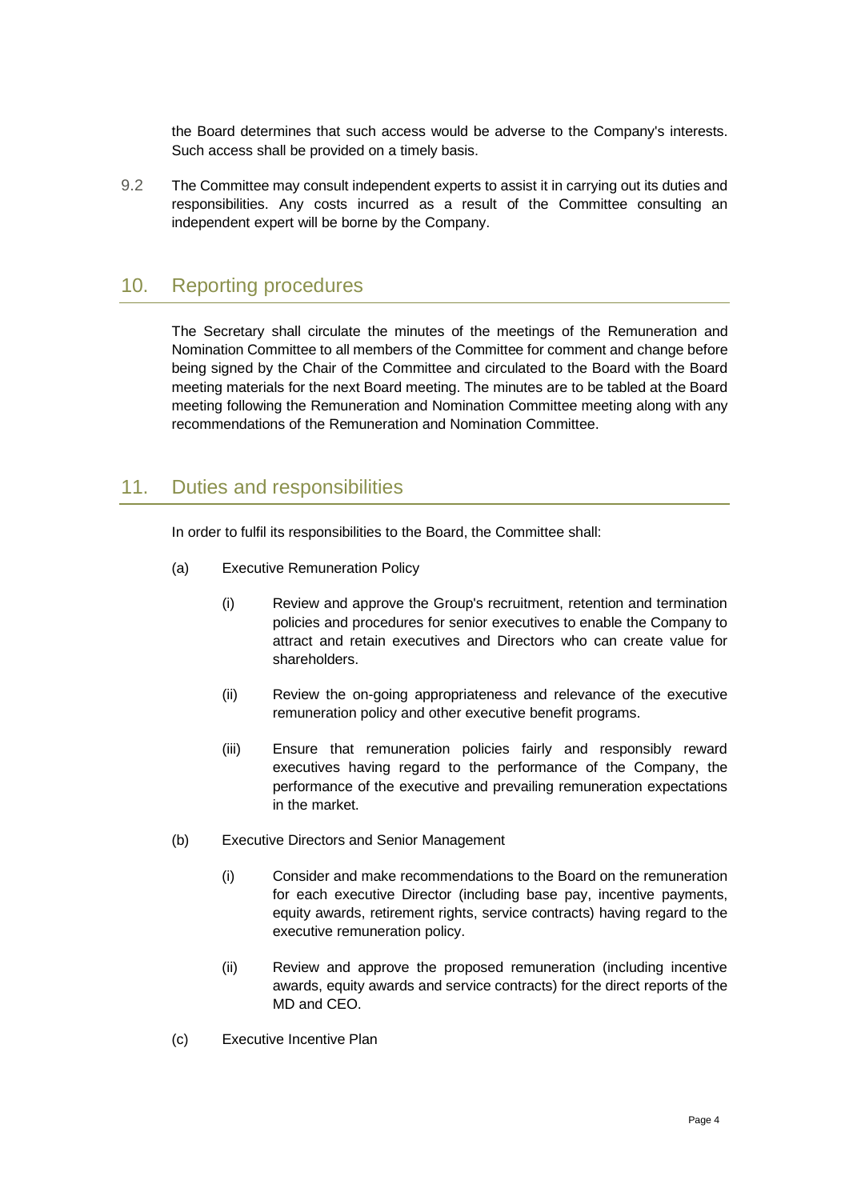the Board determines that such access would be adverse to the Company's interests. Such access shall be provided on a timely basis.

9.2 The Committee may consult independent experts to assist it in carrying out its duties and responsibilities. Any costs incurred as a result of the Committee consulting an independent expert will be borne by the Company.

## 10. Reporting procedures

The Secretary shall circulate the minutes of the meetings of the Remuneration and Nomination Committee to all members of the Committee for comment and change before being signed by the Chair of the Committee and circulated to the Board with the Board meeting materials for the next Board meeting. The minutes are to be tabled at the Board meeting following the Remuneration and Nomination Committee meeting along with any recommendations of the Remuneration and Nomination Committee.

## 11. Duties and responsibilities

In order to fulfil its responsibilities to the Board, the Committee shall:

(a) Executive Remuneration Policy

(i) Review and approve the Group's recruitment, retention and termination policies and procedures for senior executives to enable the Company to attract and retain executives and Directors who can create value for shareholders.

(ii) Review the on-going appropriateness and relevance of the executive remuneration policy and other executive benefit programs.

(iii) Ensure that remuneration policies fairly and responsibly reward executives having regard to the performance of the Company, the performance of the executive and prevailing remuneration expectations in the market.

(b) Executive Directors and Senior Management

(i) Consider and make recommendations to the Board on the remuneration for each executive Director (including base pay, incentive payments, equity awards, retirement rights, service contracts) having regard to the executive remuneration policy.

(ii) Review and approve the proposed remuneration (including incentive awards, equity awards and service contracts) for the direct reports of the MD and CEO.

(c) Executive Incentive Plan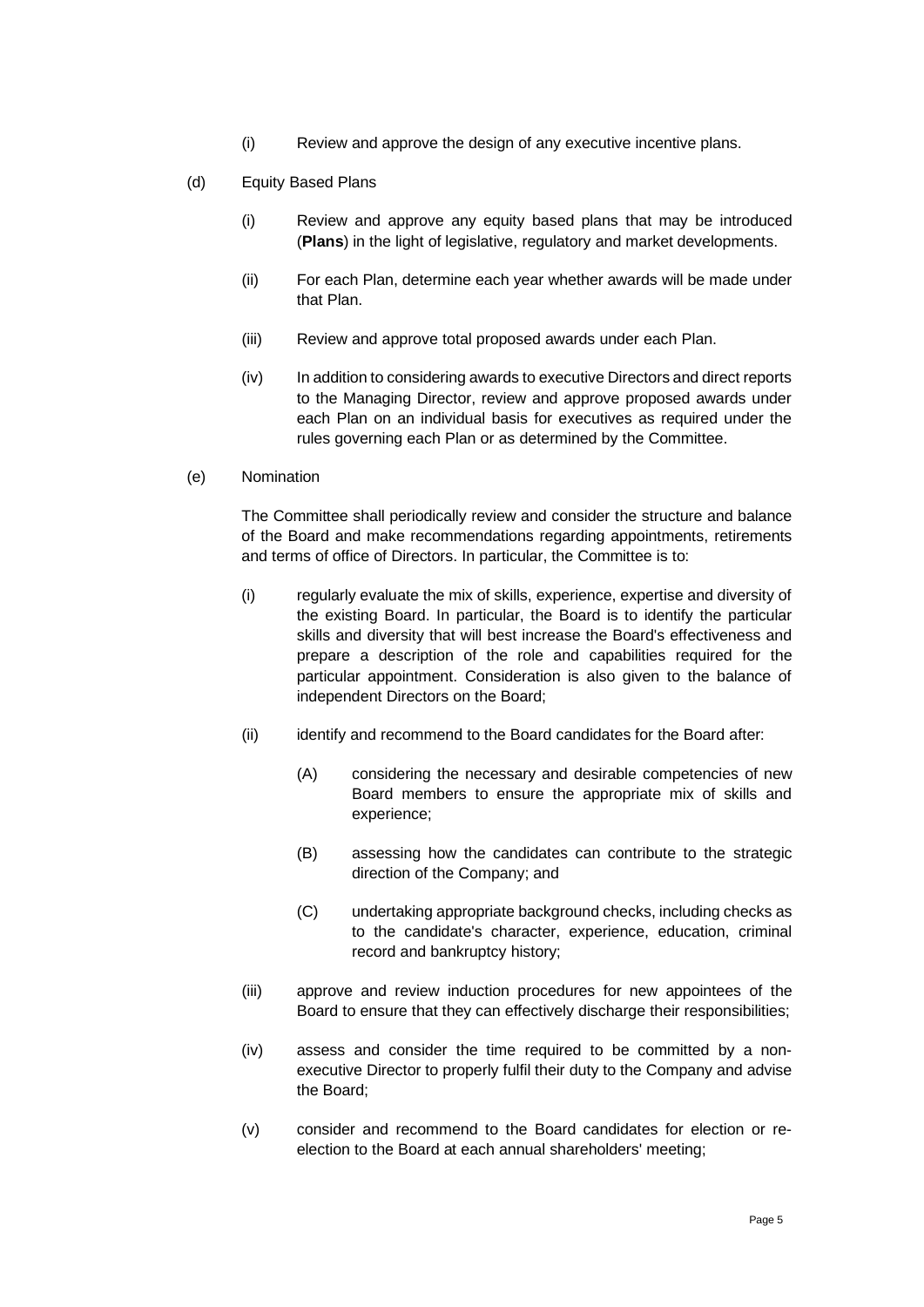(i) Review and approve the design of any executive incentive plans.

(d) Equity Based Plans

(i) Review and approve any equity based plans that may be introduced (**Plans**) in the light of legislative, regulatory and market developments.

(ii) For each Plan, determine each year whether awards will be made under that Plan.

(iii) Review and approve total proposed awards under each Plan.

(iv) In addition to considering awards to executive Directors and direct reports to the Managing Director, review and approve proposed awards under each Plan on an individual basis for executives as required under the rules governing each Plan or as determined by the Committee.

(e) Nomination

The Committee shall periodically review and consider the structure and balance of the Board and make recommendations regarding appointments, retirements and terms of office of Directors. In particular, the Committee is to:

(i) regularly evaluate the mix of skills, experience, expertise and diversity of the existing Board. In particular, the Board is to identify the particular skills and diversity that will best increase the Board's effectiveness and prepare a description of the role and capabilities required for the particular appointment. Consideration is also given to the balance of independent Directors on the Board;

(ii) identify and recommend to the Board candidates for the Board after:

(A) considering the necessary and desirable competencies of new Board members to ensure the appropriate mix of skills and experience;

(B) assessing how the candidates can contribute to the strategic direction of the Company; and

(C) undertaking appropriate background checks, including checks as to the candidate's character, experience, education, criminal record and bankruptcy history;

(iii) approve and review induction procedures for new appointees of the Board to ensure that they can effectively discharge their responsibilities;

(iv) assess and consider the time required to be committed by a non-executive Director to properly fulfil their duty to the Company and advise the Board;

(v) consider and recommend to the Board candidates for election or re-election to the Board at each annual shareholders' meeting;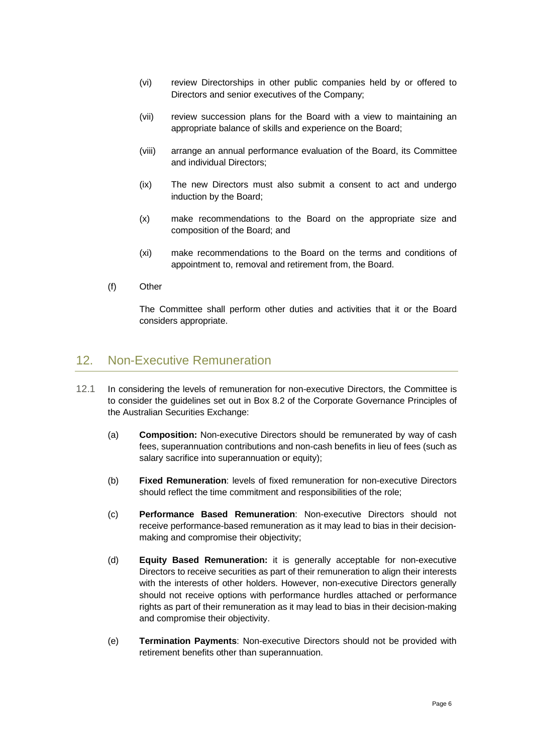(vi) review Directorships in other public companies held by or offered to Directors and senior executives of the Company;

(vii) review succession plans for the Board with a view to maintaining an appropriate balance of skills and experience on the Board;

(viii) arrange an annual performance evaluation of the Board, its Committee and individual Directors;

(ix) The new Directors must also submit a consent to act and undergo induction by the Board;

(x) make recommendations to the Board on the appropriate size and composition of the Board; and

(xi) make recommendations to the Board on the terms and conditions of appointment to, removal and retirement from, the Board.

(f) Other

The Committee shall perform other duties and activities that it or the Board considers appropriate.

## 12. Non-Executive Remuneration

12.1 In considering the levels of remuneration for non-executive Directors, the Committee is to consider the guidelines set out in Box 8.2 of the Corporate Governance Principles of the Australian Securities Exchange:

(a) **Composition:** Non-executive Directors should be remunerated by way of cash fees, superannuation contributions and non-cash benefits in lieu of fees (such as salary sacrifice into superannuation or equity);

(b) **Fixed Remuneration**: levels of fixed remuneration for non-executive Directors should reflect the time commitment and responsibilities of the role;

(c) **Performance Based Remuneration**: Non-executive Directors should not receive performance-based remuneration as it may lead to bias in their decision-making and compromise their objectivity;

(d) **Equity Based Remuneration:** it is generally acceptable for non-executive Directors to receive securities as part of their remuneration to align their interests with the interests of other holders. However, non-executive Directors generally should not receive options with performance hurdles attached or performance rights as part of their remuneration as it may lead to bias in their decision-making and compromise their objectivity.

(e) **Termination Payments**: Non-executive Directors should not be provided with retirement benefits other than superannuation.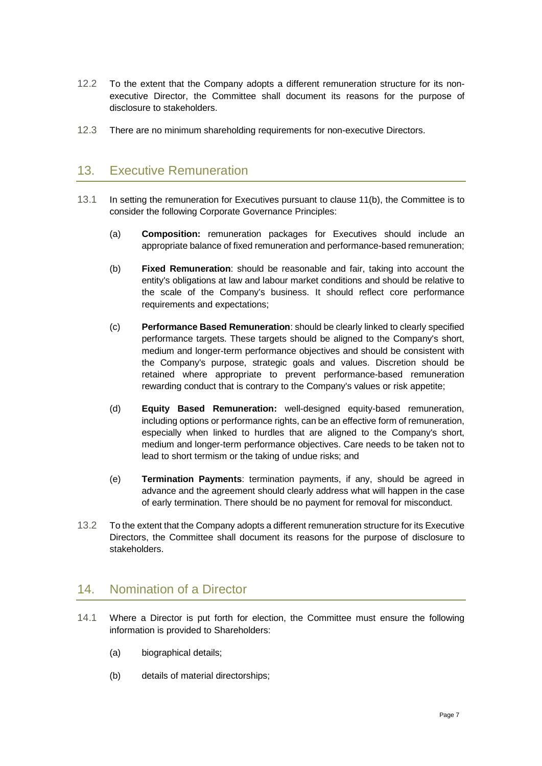12.2 To the extent that the Company adopts a different remuneration structure for its non-executive Director, the Committee shall document its reasons for the purpose of disclosure to stakeholders.

12.3 There are no minimum shareholding requirements for non-executive Directors.

## 13. Executive Remuneration

13.1 In setting the remuneration for Executives pursuant to clause 11(b), the Committee is to consider the following Corporate Governance Principles:

(a) **Composition:** remuneration packages for Executives should include an appropriate balance of fixed remuneration and performance-based remuneration;

(b) **Fixed Remuneration**: should be reasonable and fair, taking into account the entity's obligations at law and labour market conditions and should be relative to the scale of the Company's business. It should reflect core performance requirements and expectations;

(c) **Performance Based Remuneration**: should be clearly linked to clearly specified performance targets. These targets should be aligned to the Company's short, medium and longer-term performance objectives and should be consistent with the Company's purpose, strategic goals and values. Discretion should be retained where appropriate to prevent performance-based remuneration rewarding conduct that is contrary to the Company's values or risk appetite;

(d) **Equity Based Remuneration:** well-designed equity-based remuneration, including options or performance rights, can be an effective form of remuneration, especially when linked to hurdles that are aligned to the Company's short, medium and longer-term performance objectives. Care needs to be taken not to lead to short termism or the taking of undue risks; and

(e) **Termination Payments**: termination payments, if any, should be agreed in advance and the agreement should clearly address what will happen in the case of early termination. There should be no payment for removal for misconduct.

13.2 To the extent that the Company adopts a different remuneration structure for its Executive Directors, the Committee shall document its reasons for the purpose of disclosure to stakeholders.

## 14. Nomination of a Director

14.1 Where a Director is put forth for election, the Committee must ensure the following information is provided to Shareholders:

(a) biographical details;

(b) details of material directorships;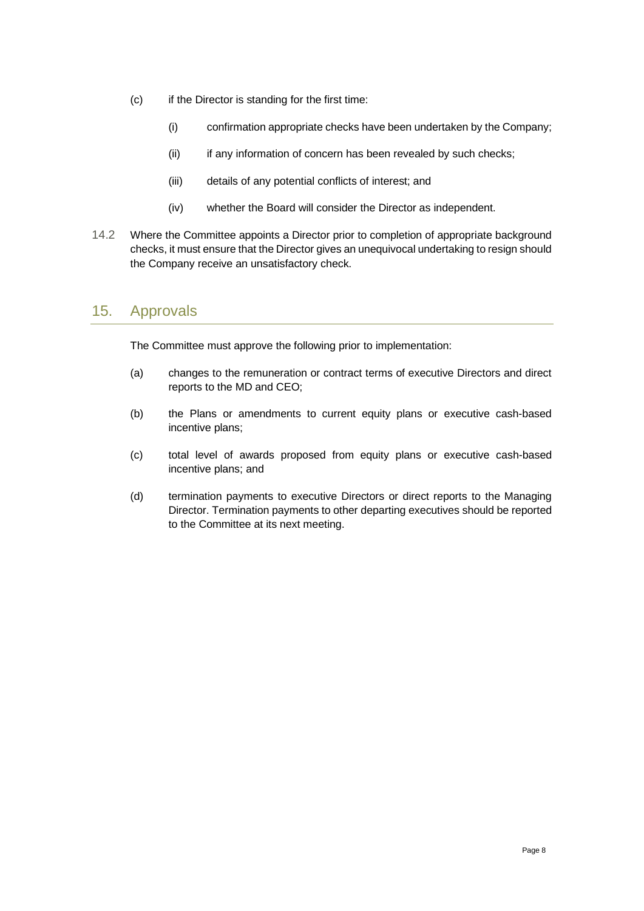(c) if the Director is standing for the first time:

   (i) confirmation appropriate checks have been undertaken by the Company;

   (ii) if any information of concern has been revealed by such checks;

   (iii) details of any potential conflicts of interest; and

   (iv) whether the Board will consider the Director as independent.

14.2 Where the Committee appoints a Director prior to completion of appropriate background checks, it must ensure that the Director gives an unequivocal undertaking to resign should the Company receive an unsatisfactory check.

## 15. Approvals

The Committee must approve the following prior to implementation:

(a) changes to the remuneration or contract terms of executive Directors and direct reports to the MD and CEO;

(b) the Plans or amendments to current equity plans or executive cash-based incentive plans;

(c) total level of awards proposed from equity plans or executive cash-based incentive plans; and

(d) termination payments to executive Directors or direct reports to the Managing Director. Termination payments to other departing executives should be reported to the Committee at its next meeting.